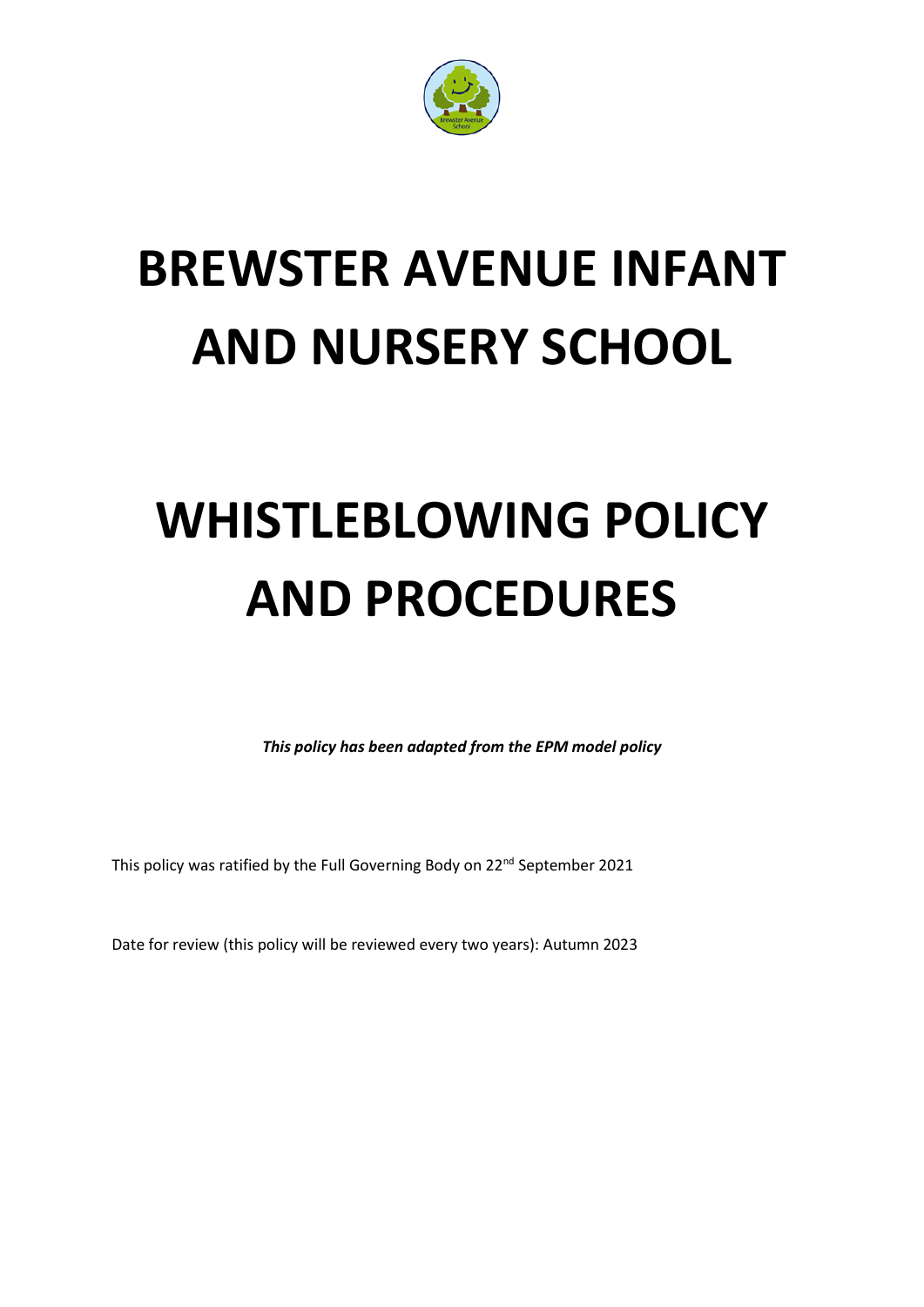# BREWSTER AVENUE INFANT AND NURSERY SCHOOL

# WHISTLEBLOWING POLICY AND PROCEDURES

***This policy has been adapted from the EPM model policy***

This policy was ratified by the Full Governing Body on 22nd September 2021

Date for review (this policy will be reviewed every two years): Autumn 2023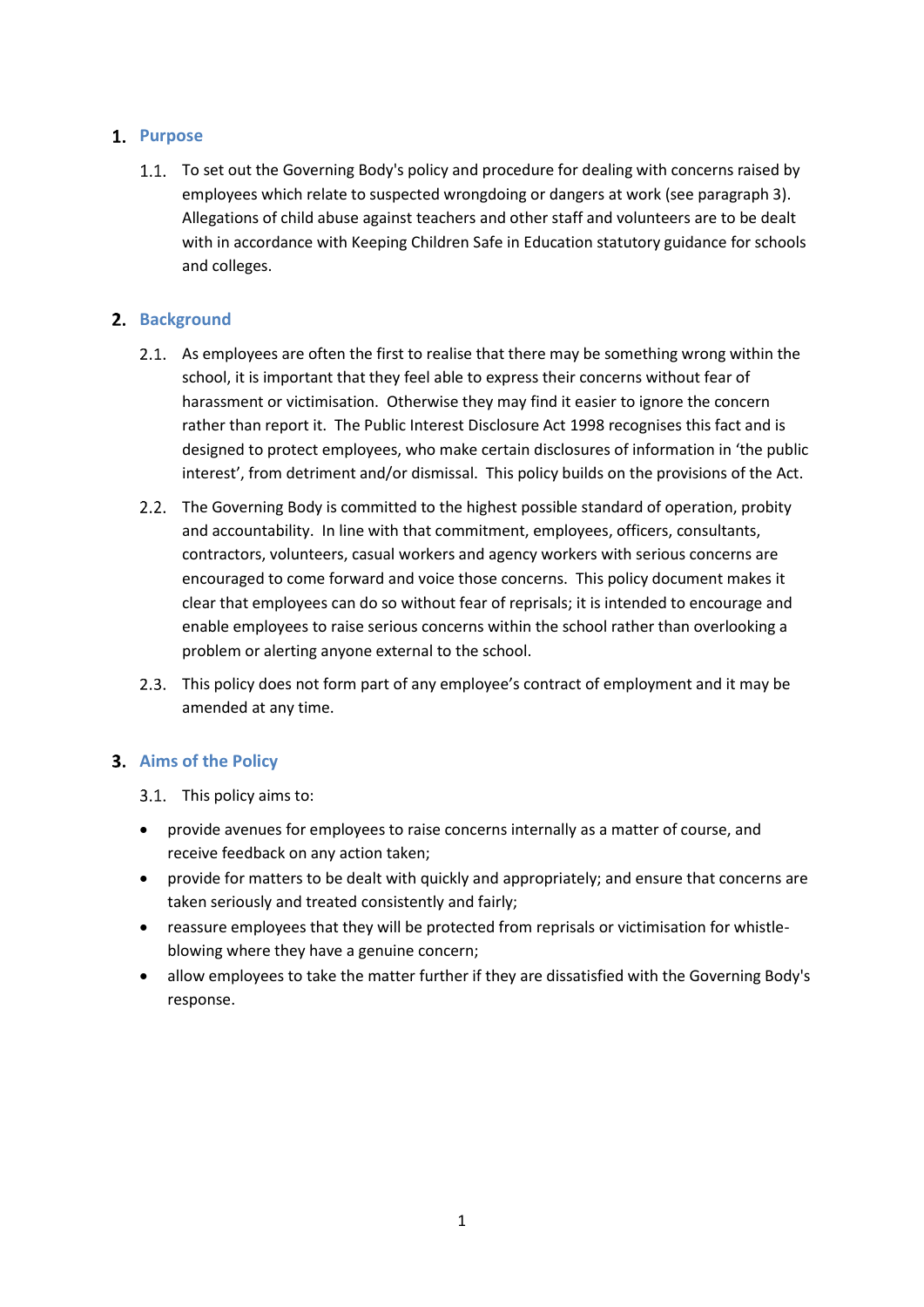## 1. Purpose

1.1. To set out the Governing Body's policy and procedure for dealing with concerns raised by employees which relate to suspected wrongdoing or dangers at work (see paragraph 3). Allegations of child abuse against teachers and other staff and volunteers are to be dealt with in accordance with Keeping Children Safe in Education statutory guidance for schools and colleges.

## 2. Background

2.1. As employees are often the first to realise that there may be something wrong within the school, it is important that they feel able to express their concerns without fear of harassment or victimisation. Otherwise they may find it easier to ignore the concern rather than report it. The Public Interest Disclosure Act 1998 recognises this fact and is designed to protect employees, who make certain disclosures of information in 'the public interest', from detriment and/or dismissal. This policy builds on the provisions of the Act.

2.2. The Governing Body is committed to the highest possible standard of operation, probity and accountability. In line with that commitment, employees, officers, consultants, contractors, volunteers, casual workers and agency workers with serious concerns are encouraged to come forward and voice those concerns. This policy document makes it clear that employees can do so without fear of reprisals; it is intended to encourage and enable employees to raise serious concerns within the school rather than overlooking a problem or alerting anyone external to the school.

2.3. This policy does not form part of any employee's contract of employment and it may be amended at any time.

## 3. Aims of the Policy

3.1. This policy aims to:

- provide avenues for employees to raise concerns internally as a matter of course, and receive feedback on any action taken;
- provide for matters to be dealt with quickly and appropriately; and ensure that concerns are taken seriously and treated consistently and fairly;
- reassure employees that they will be protected from reprisals or victimisation for whistle-blowing where they have a genuine concern;
- allow employees to take the matter further if they are dissatisfied with the Governing Body's response.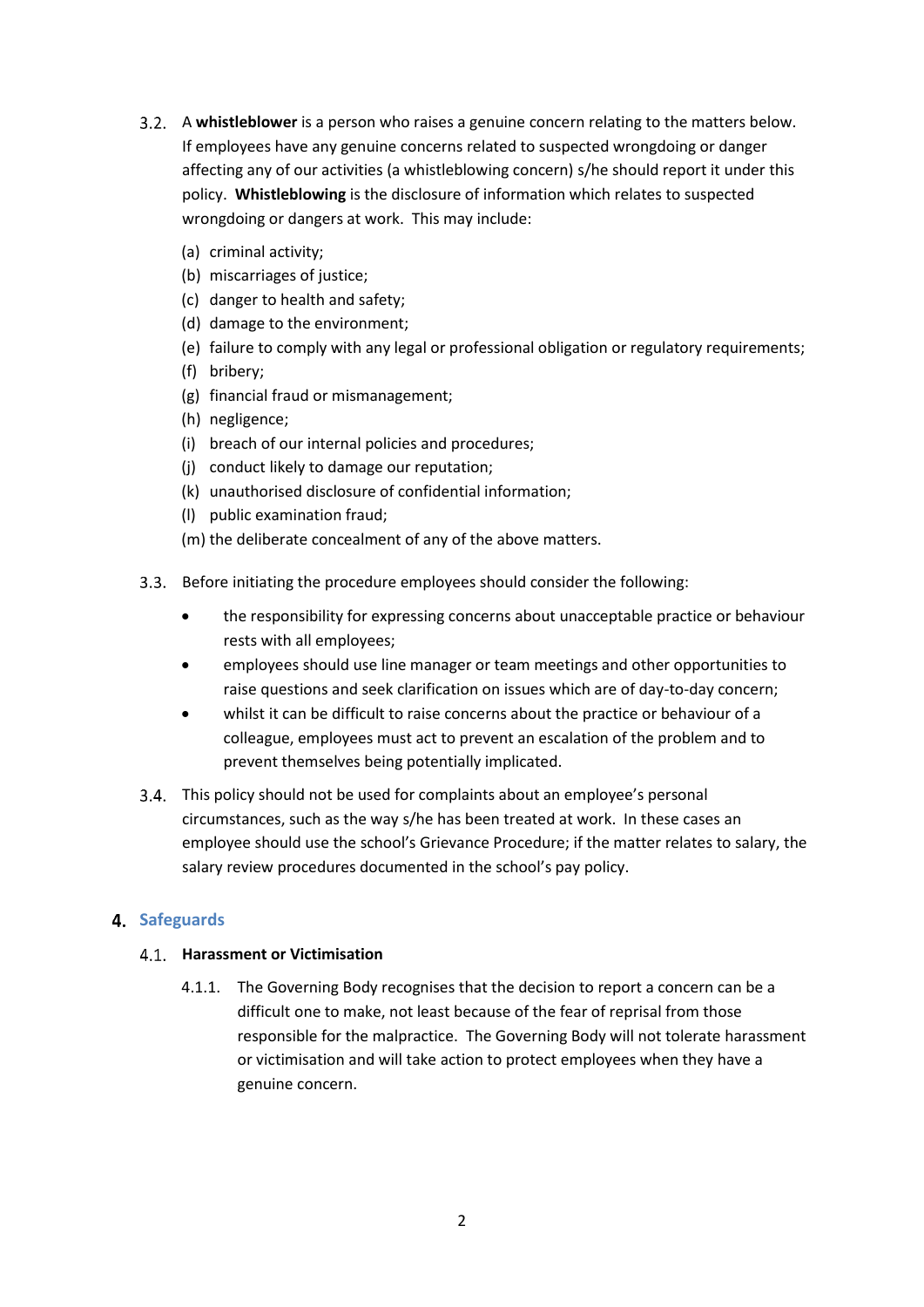3.2. A **whistleblower** is a person who raises a genuine concern relating to the matters below. If employees have any genuine concerns related to suspected wrongdoing or danger affecting any of our activities (a whistleblowing concern) s/he should report it under this policy. **Whistleblowing** is the disclosure of information which relates to suspected wrongdoing or dangers at work. This may include:

(a) criminal activity;
(b) miscarriages of justice;
(c) danger to health and safety;
(d) damage to the environment;
(e) failure to comply with any legal or professional obligation or regulatory requirements;
(f) bribery;
(g) financial fraud or mismanagement;
(h) negligence;
(i) breach of our internal policies and procedures;
(j) conduct likely to damage our reputation;
(k) unauthorised disclosure of confidential information;
(l) public examination fraud;
(m) the deliberate concealment of any of the above matters.

3.3. Before initiating the procedure employees should consider the following:

- the responsibility for expressing concerns about unacceptable practice or behaviour rests with all employees;
- employees should use line manager or team meetings and other opportunities to raise questions and seek clarification on issues which are of day-to-day concern;
- whilst it can be difficult to raise concerns about the practice or behaviour of a colleague, employees must act to prevent an escalation of the problem and to prevent themselves being potentially implicated.

3.4. This policy should not be used for complaints about an employee's personal circumstances, such as the way s/he has been treated at work. In these cases an employee should use the school's Grievance Procedure; if the matter relates to salary, the salary review procedures documented in the school's pay policy.

## 4. Safeguards

### 4.1. Harassment or Victimisation

4.1.1. The Governing Body recognises that the decision to report a concern can be a difficult one to make, not least because of the fear of reprisal from those responsible for the malpractice. The Governing Body will not tolerate harassment or victimisation and will take action to protect employees when they have a genuine concern.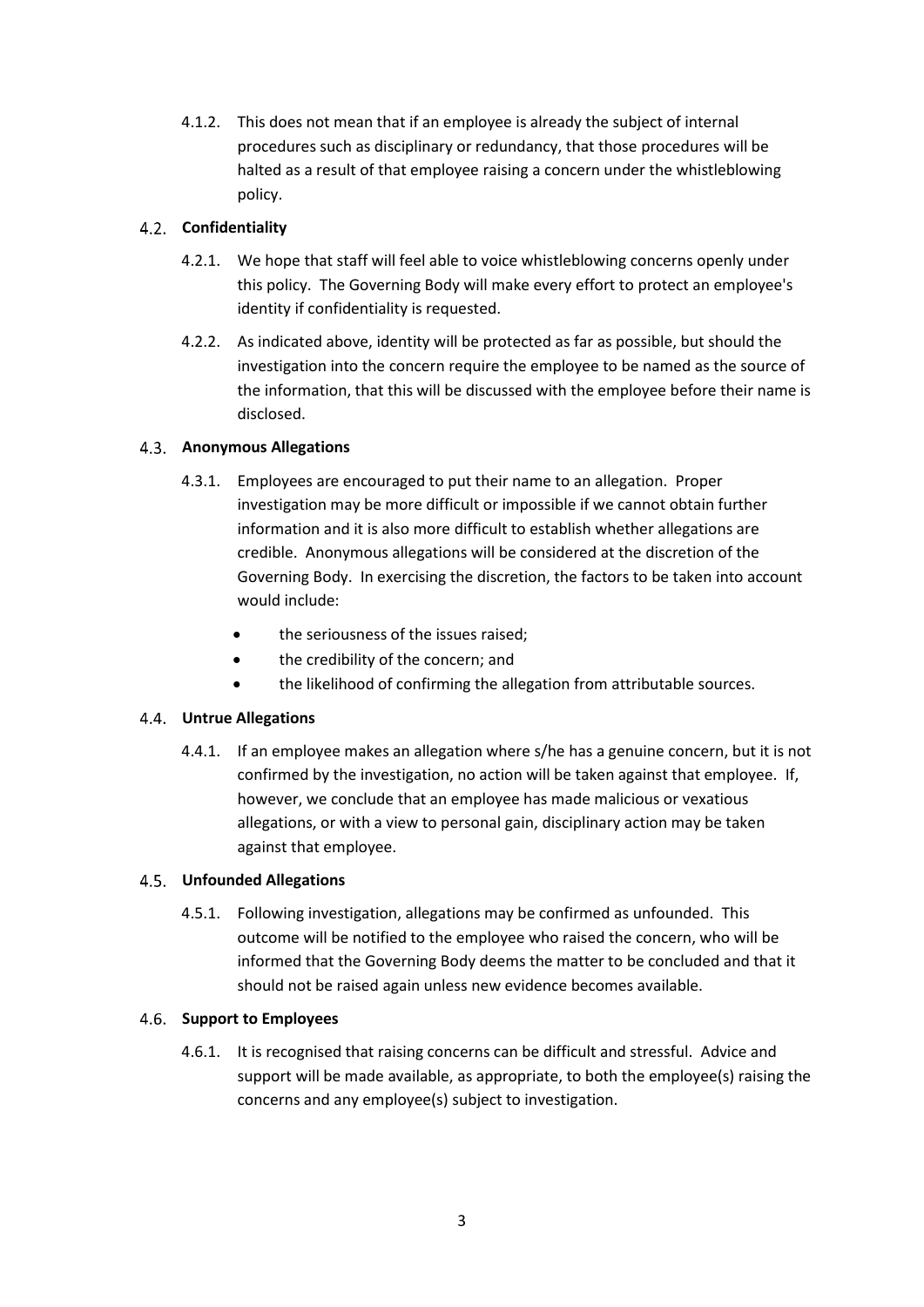4.1.2. This does not mean that if an employee is already the subject of internal procedures such as disciplinary or redundancy, that those procedures will be halted as a result of that employee raising a concern under the whistleblowing policy.

### 4.2. Confidentiality

4.2.1. We hope that staff will feel able to voice whistleblowing concerns openly under this policy. The Governing Body will make every effort to protect an employee's identity if confidentiality is requested.

4.2.2. As indicated above, identity will be protected as far as possible, but should the investigation into the concern require the employee to be named as the source of the information, that this will be discussed with the employee before their name is disclosed.

### 4.3. Anonymous Allegations

4.3.1. Employees are encouraged to put their name to an allegation. Proper investigation may be more difficult or impossible if we cannot obtain further information and it is also more difficult to establish whether allegations are credible. Anonymous allegations will be considered at the discretion of the Governing Body. In exercising the discretion, the factors to be taken into account would include:

- the seriousness of the issues raised;
- the credibility of the concern; and
- the likelihood of confirming the allegation from attributable sources.

### 4.4. Untrue Allegations

4.4.1. If an employee makes an allegation where s/he has a genuine concern, but it is not confirmed by the investigation, no action will be taken against that employee. If, however, we conclude that an employee has made malicious or vexatious allegations, or with a view to personal gain, disciplinary action may be taken against that employee.

### 4.5. Unfounded Allegations

4.5.1. Following investigation, allegations may be confirmed as unfounded. This outcome will be notified to the employee who raised the concern, who will be informed that the Governing Body deems the matter to be concluded and that it should not be raised again unless new evidence becomes available.

### 4.6. Support to Employees

4.6.1. It is recognised that raising concerns can be difficult and stressful. Advice and support will be made available, as appropriate, to both the employee(s) raising the concerns and any employee(s) subject to investigation.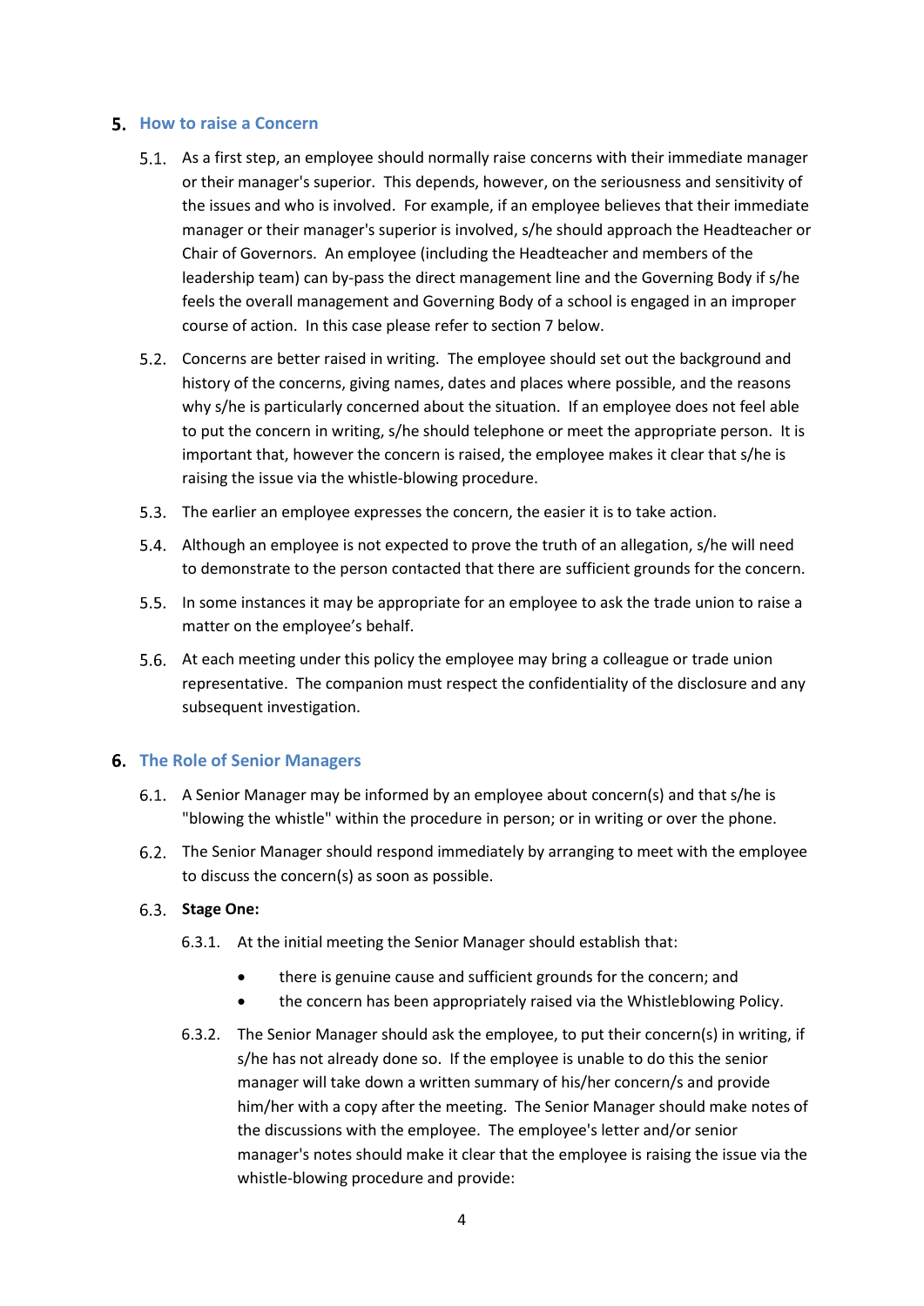## 5. How to raise a Concern

5.1. As a first step, an employee should normally raise concerns with their immediate manager or their manager's superior. This depends, however, on the seriousness and sensitivity of the issues and who is involved. For example, if an employee believes that their immediate manager or their manager's superior is involved, s/he should approach the Headteacher or Chair of Governors. An employee (including the Headteacher and members of the leadership team) can by-pass the direct management line and the Governing Body if s/he feels the overall management and Governing Body of a school is engaged in an improper course of action. In this case please refer to section 7 below.

5.2. Concerns are better raised in writing. The employee should set out the background and history of the concerns, giving names, dates and places where possible, and the reasons why s/he is particularly concerned about the situation. If an employee does not feel able to put the concern in writing, s/he should telephone or meet the appropriate person. It is important that, however the concern is raised, the employee makes it clear that s/he is raising the issue via the whistle-blowing procedure.

5.3. The earlier an employee expresses the concern, the easier it is to take action.

5.4. Although an employee is not expected to prove the truth of an allegation, s/he will need to demonstrate to the person contacted that there are sufficient grounds for the concern.

5.5. In some instances it may be appropriate for an employee to ask the trade union to raise a matter on the employee's behalf.

5.6. At each meeting under this policy the employee may bring a colleague or trade union representative. The companion must respect the confidentiality of the disclosure and any subsequent investigation.

## 6. The Role of Senior Managers

6.1. A Senior Manager may be informed by an employee about concern(s) and that s/he is "blowing the whistle" within the procedure in person; or in writing or over the phone.

6.2. The Senior Manager should respond immediately by arranging to meet with the employee to discuss the concern(s) as soon as possible.

6.3. **Stage One:**

6.3.1. At the initial meeting the Senior Manager should establish that:

- there is genuine cause and sufficient grounds for the concern; and
- the concern has been appropriately raised via the Whistleblowing Policy.

6.3.2. The Senior Manager should ask the employee, to put their concern(s) in writing, if s/he has not already done so. If the employee is unable to do this the senior manager will take down a written summary of his/her concern/s and provide him/her with a copy after the meeting. The Senior Manager should make notes of the discussions with the employee. The employee's letter and/or senior manager's notes should make it clear that the employee is raising the issue via the whistle-blowing procedure and provide: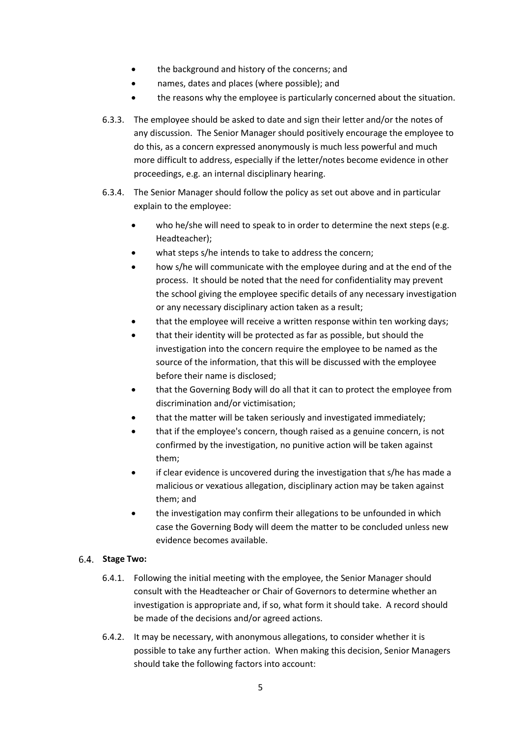- the background and history of the concerns; and
- names, dates and places (where possible); and
- the reasons why the employee is particularly concerned about the situation.

6.3.3. The employee should be asked to date and sign their letter and/or the notes of any discussion. The Senior Manager should positively encourage the employee to do this, as a concern expressed anonymously is much less powerful and much more difficult to address, especially if the letter/notes become evidence in other proceedings, e.g. an internal disciplinary hearing.

6.3.4. The Senior Manager should follow the policy as set out above and in particular explain to the employee:

- who he/she will need to speak to in order to determine the next steps (e.g. Headteacher);
- what steps s/he intends to take to address the concern;
- how s/he will communicate with the employee during and at the end of the process. It should be noted that the need for confidentiality may prevent the school giving the employee specific details of any necessary investigation or any necessary disciplinary action taken as a result;
- that the employee will receive a written response within ten working days;
- that their identity will be protected as far as possible, but should the investigation into the concern require the employee to be named as the source of the information, that this will be discussed with the employee before their name is disclosed;
- that the Governing Body will do all that it can to protect the employee from discrimination and/or victimisation;
- that the matter will be taken seriously and investigated immediately;
- that if the employee's concern, though raised as a genuine concern, is not confirmed by the investigation, no punitive action will be taken against them;
- if clear evidence is uncovered during the investigation that s/he has made a malicious or vexatious allegation, disciplinary action may be taken against them; and
- the investigation may confirm their allegations to be unfounded in which case the Governing Body will deem the matter to be concluded unless new evidence becomes available.

### 6.4. Stage Two:

6.4.1. Following the initial meeting with the employee, the Senior Manager should consult with the Headteacher or Chair of Governors to determine whether an investigation is appropriate and, if so, what form it should take. A record should be made of the decisions and/or agreed actions.

6.4.2. It may be necessary, with anonymous allegations, to consider whether it is possible to take any further action. When making this decision, Senior Managers should take the following factors into account: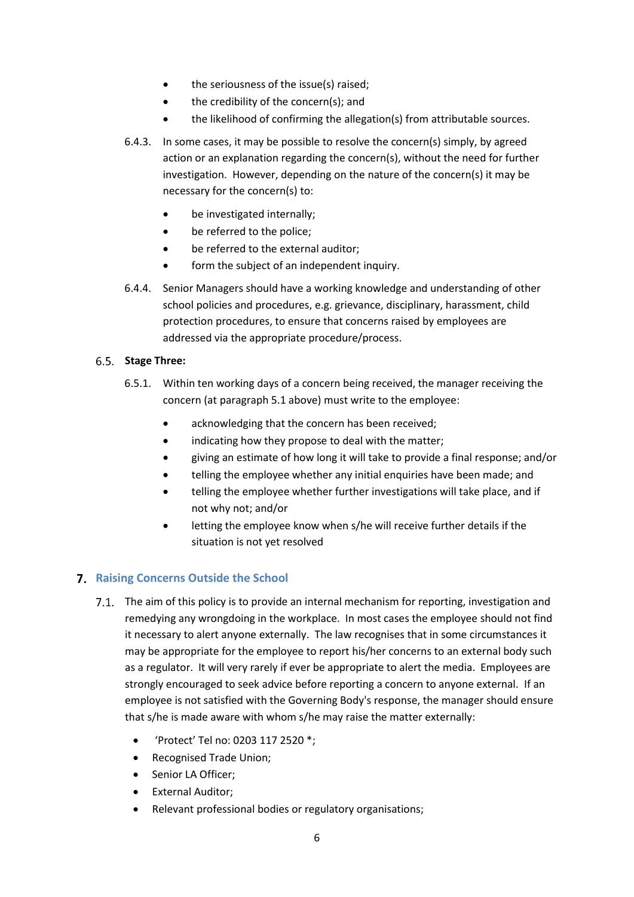- the seriousness of the issue(s) raised;
- the credibility of the concern(s); and
- the likelihood of confirming the allegation(s) from attributable sources.

6.4.3. In some cases, it may be possible to resolve the concern(s) simply, by agreed action or an explanation regarding the concern(s), without the need for further investigation. However, depending on the nature of the concern(s) it may be necessary for the concern(s) to:

- be investigated internally;
- be referred to the police;
- be referred to the external auditor;
- form the subject of an independent inquiry.

6.4.4. Senior Managers should have a working knowledge and understanding of other school policies and procedures, e.g. grievance, disciplinary, harassment, child protection procedures, to ensure that concerns raised by employees are addressed via the appropriate procedure/process.

### 6.5. Stage Three:

6.5.1. Within ten working days of a concern being received, the manager receiving the concern (at paragraph 5.1 above) must write to the employee:

- acknowledging that the concern has been received;
- indicating how they propose to deal with the matter;
- giving an estimate of how long it will take to provide a final response; and/or
- telling the employee whether any initial enquiries have been made; and
- telling the employee whether further investigations will take place, and if not why not; and/or
- letting the employee know when s/he will receive further details if the situation is not yet resolved

## 7. Raising Concerns Outside the School

7.1. The aim of this policy is to provide an internal mechanism for reporting, investigation and remedying any wrongdoing in the workplace. In most cases the employee should not find it necessary to alert anyone externally. The law recognises that in some circumstances it may be appropriate for the employee to report his/her concerns to an external body such as a regulator. It will very rarely if ever be appropriate to alert the media. Employees are strongly encouraged to seek advice before reporting a concern to anyone external. If an employee is not satisfied with the Governing Body's response, the manager should ensure that s/he is made aware with whom s/he may raise the matter externally:

- 'Protect' Tel no: 0203 117 2520 *;
- Recognised Trade Union;
- Senior LA Officer;
- External Auditor;
- Relevant professional bodies or regulatory organisations;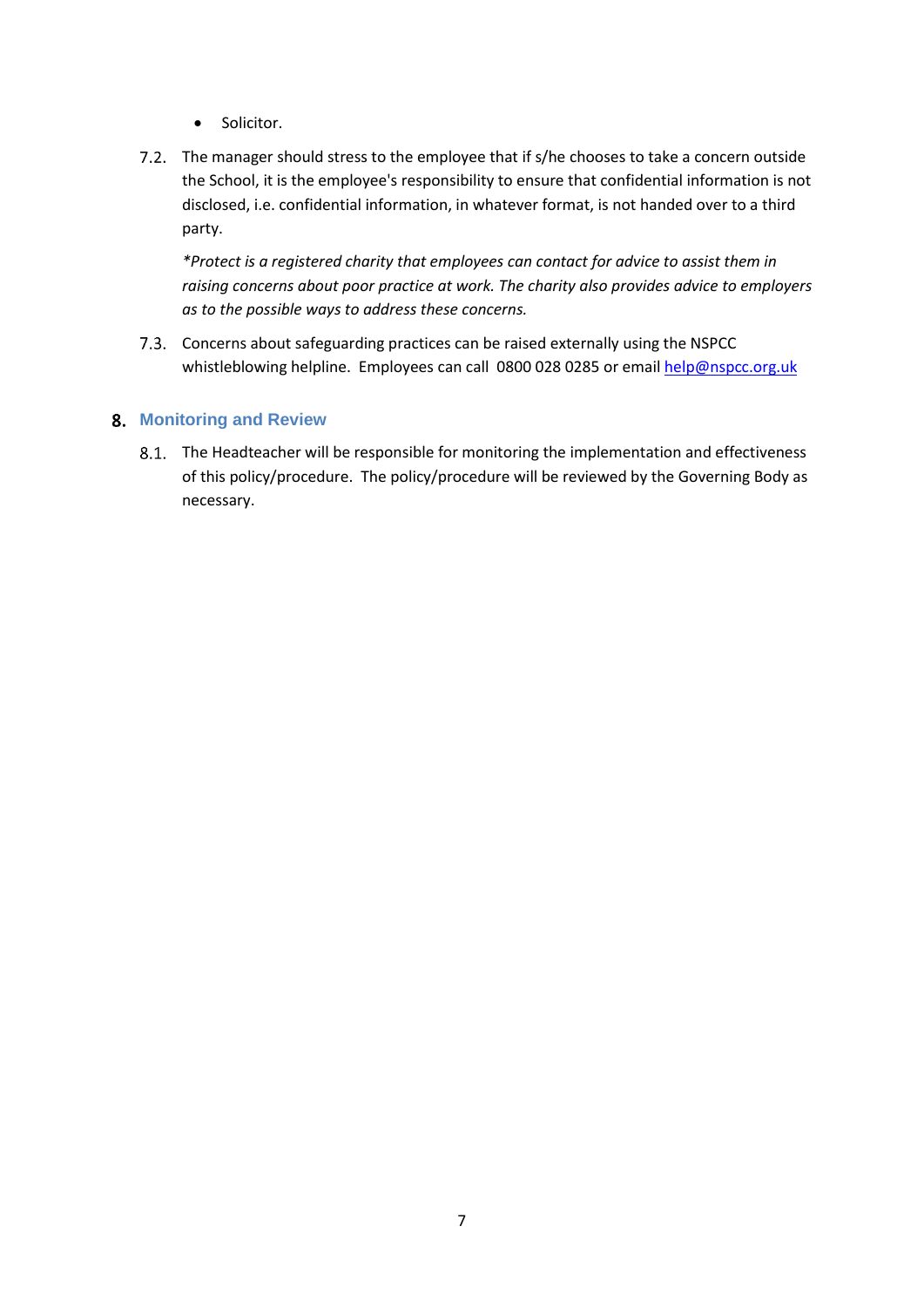- Solicitor.

7.2. The manager should stress to the employee that if s/he chooses to take a concern outside the School, it is the employee's responsibility to ensure that confidential information is not disclosed, i.e. confidential information, in whatever format, is not handed over to a third party.

*\*Protect is a registered charity that employees can contact for advice to assist them in raising concerns about poor practice at work. The charity also provides advice to employers as to the possible ways to address these concerns.*

7.3. Concerns about safeguarding practices can be raised externally using the NSPCC whistleblowing helpline. Employees can call 0800 028 0285 or email [help@nspcc.org.uk](mailto:help@nspcc.org.uk)

## 8. Monitoring and Review

8.1. The Headteacher will be responsible for monitoring the implementation and effectiveness of this policy/procedure. The policy/procedure will be reviewed by the Governing Body as necessary.